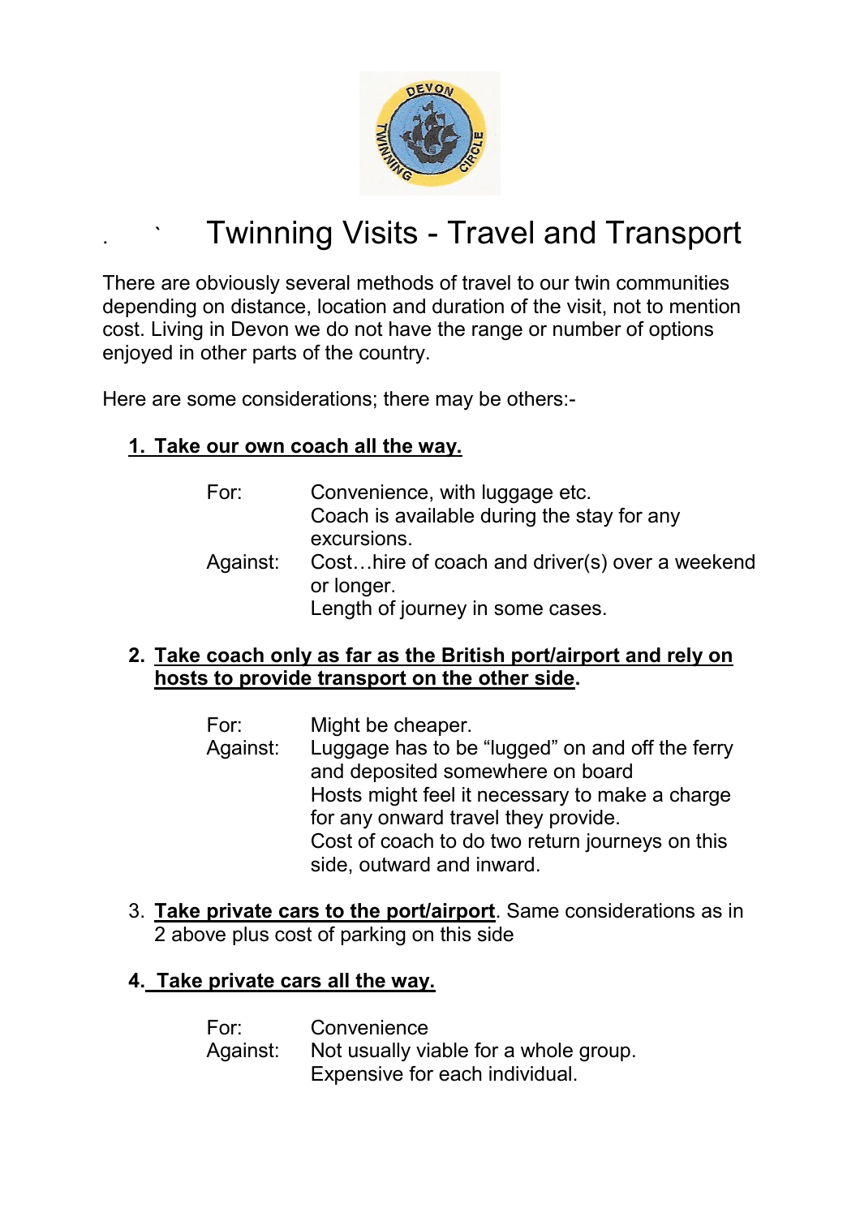# Twinning Visits - Travel and Transport

There are obviously several methods of travel to our twin communities depending on distance, location and duration of the visit, not to mention cost. Living in Devon we do not have the range or number of options enjoyed in other parts of the country.

Here are some considerations; there may be others:-

1. **Take our own coach all the way.**

   For: Convenience, with luggage etc.
   Coach is available during the stay for any excursions.

   Against: Cost…hire of coach and driver(s) over a weekend or longer.
   Length of journey in some cases.

2. **Take coach only as far as the British port/airport and rely on hosts to provide transport on the other side.**

   For: Might be cheaper.

   Against: Luggage has to be "lugged" on and off the ferry and deposited somewhere on board
   Hosts might feel it necessary to make a charge for any onward travel they provide.
   Cost of coach to do two return journeys on this side, outward and inward.

3. **Take private cars to the port/airport**. Same considerations as in 2 above plus cost of parking on this side

4. **Take private cars all the way.**

   For: Convenience

   Against: Not usually viable for a whole group.
   Expensive for each individual.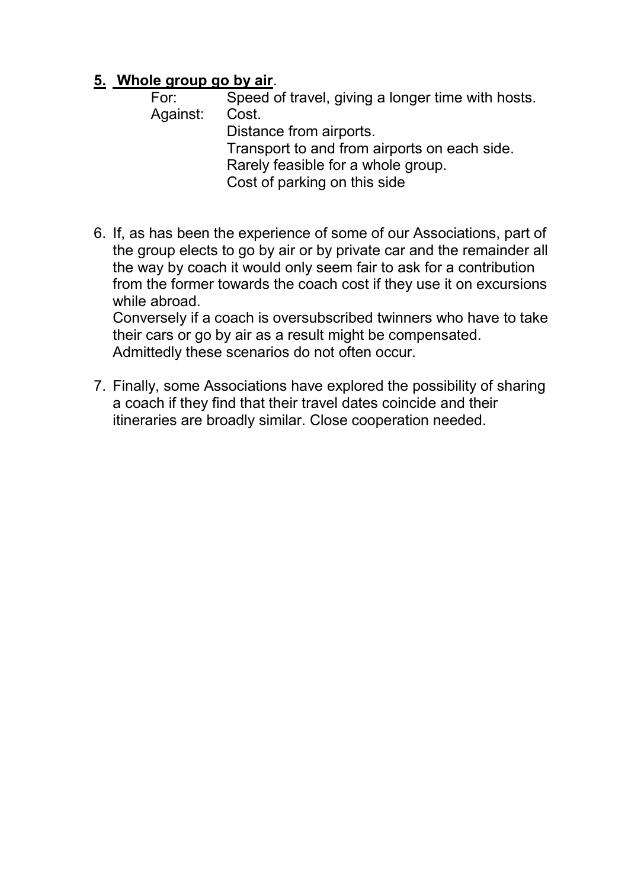5. **<u>Whole group go by air</u>**.

For: Speed of travel, giving a longer time with hosts.

Against: Cost.
Distance from airports.
Transport to and from airports on each side.
Rarely feasible for a whole group.
Cost of parking on this side

6. If, as has been the experience of some of our Associations, part of the group elects to go by air or by private car and the remainder all the way by coach it would only seem fair to ask for a contribution from the former towards the coach cost if they use it on excursions while abroad.
   Conversely if a coach is oversubscribed twinners who have to take their cars or go by air as a result might be compensated. Admittedly these scenarios do not often occur.

7. Finally, some Associations have explored the possibility of sharing a coach if they find that their travel dates coincide and their itineraries are broadly similar. Close cooperation needed.